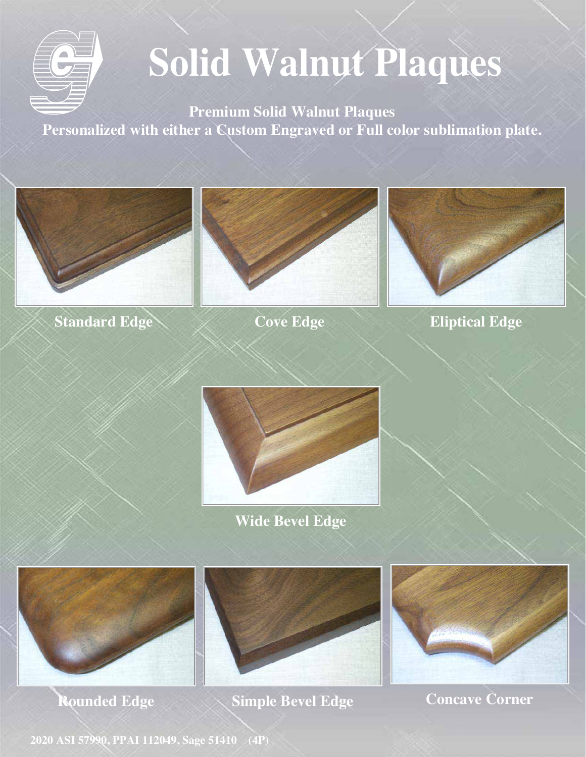# Solid Walnut Plaques

**Premium Solid Walnut Plaques**

**Personalized with either a Custom Engraved or Full color sublimation plate.**

**Standard Edge**

**Cove Edge**

**Eliptical Edge**

**Wide Bevel Edge**

**Rounded Edge**

**Simple Bevel Edge**

**Concave Corner**

2020 ASI 57990, PPAI 112049, Sage 51410 (4P)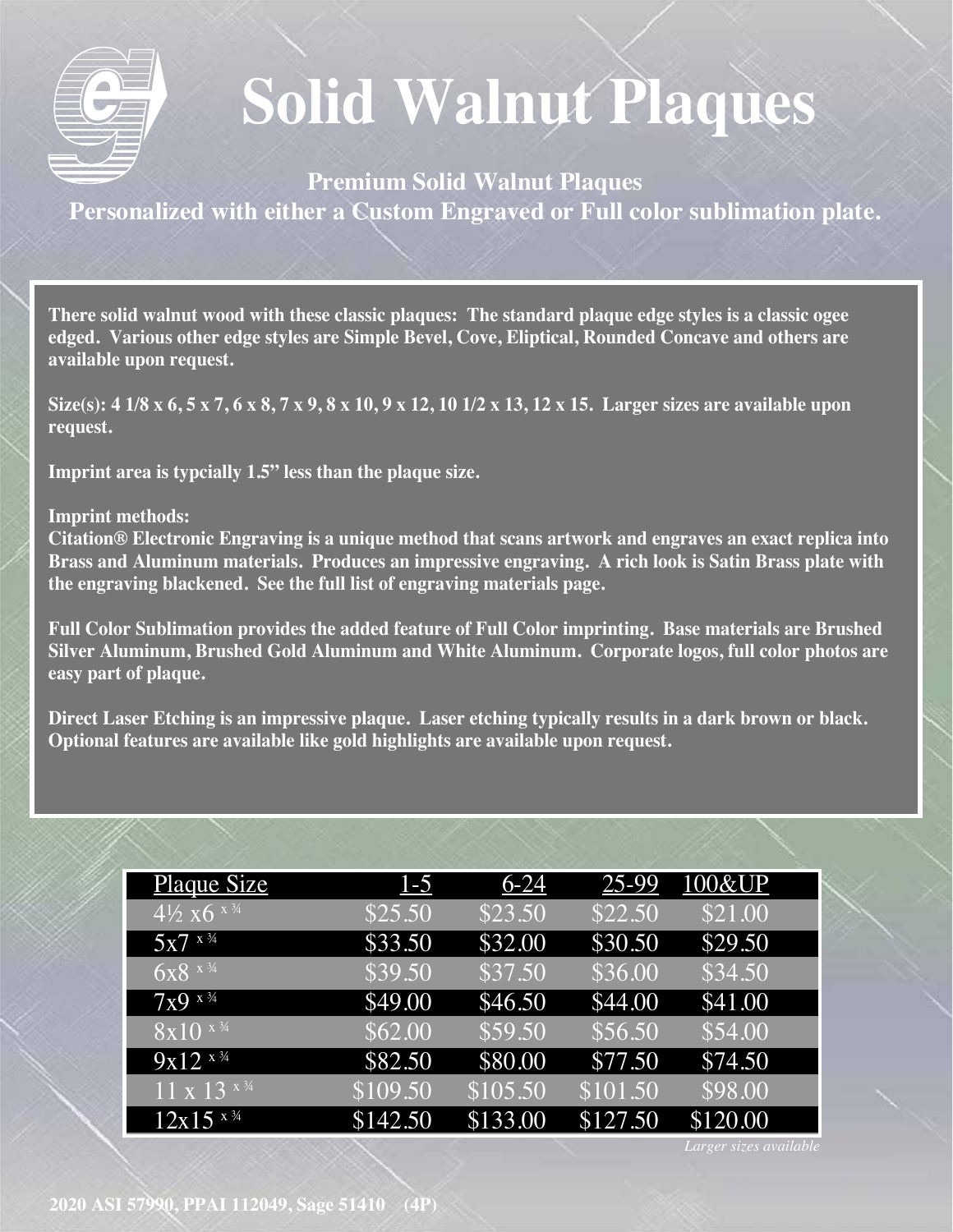# Solid Walnut Plaques

**Premium Solid Walnut Plaques**

**Personalized with either a Custom Engraved or Full color sublimation plate.**

**There solid walnut wood with these classic plaques: The standard plaque edge styles is a classic ogee edged. Various other edge styles are Simple Bevel, Cove, Eliptical, Rounded Concave and others are available upon request.**

**Size(s): 4 1/8 x 6, 5 x 7, 6 x 8, 7 x 9, 8 x 10, 9 x 12, 10 1/2 x 13, 12 x 15. Larger sizes are available upon request.**

**Imprint area is typcially 1.5" less than the plaque size.**

**Imprint methods:**

**Citation® Electronic Engraving is a unique method that scans artwork and engraves an exact replica into Brass and Aluminum materials. Produces an impressive engraving. A rich look is Satin Brass plate with the engraving blackened. See the full list of engraving materials page.**

**Full Color Sublimation provides the added feature of Full Color imprinting. Base materials are Brushed Silver Aluminum, Brushed Gold Aluminum and White Aluminum. Corporate logos, full color photos are easy part of plaque.**

**Direct Laser Etching is an impressive plaque. Laser etching typically results in a dark brown or black. Optional features are available like gold highlights are available upon request.**

| Plaque Size | 1-5 | 6-24 | 25-99 | 100&UP |
|---|---|---|---|---|
| 4½ x6 x ¾ | $25.50 | $23.50 | $22.50 | $21.00 |
| 5x7 x ¾ | $33.50 | $32.00 | $30.50 | $29.50 |
| 6x8 x ¾ | $39.50 | $37.50 | $36.00 | $34.50 |
| 7x9 x ¾ | $49.00 | $46.50 | $44.00 | $41.00 |
| 8x10 x ¾ | $62.00 | $59.50 | $56.50 | $54.00 |
| 9x12 x ¾ | $82.50 | $80.00 | $77.50 | $74.50 |
| 11 x 13 x ¾ | $109.50 | $105.50 | $101.50 | $98.00 |
| 12x15 x ¾ | $142.50 | $133.00 | $127.50 | $120.00 |

*Larger sizes available*

**2020 ASI 57990, PPAI 112049, Sage 51410 (4P)**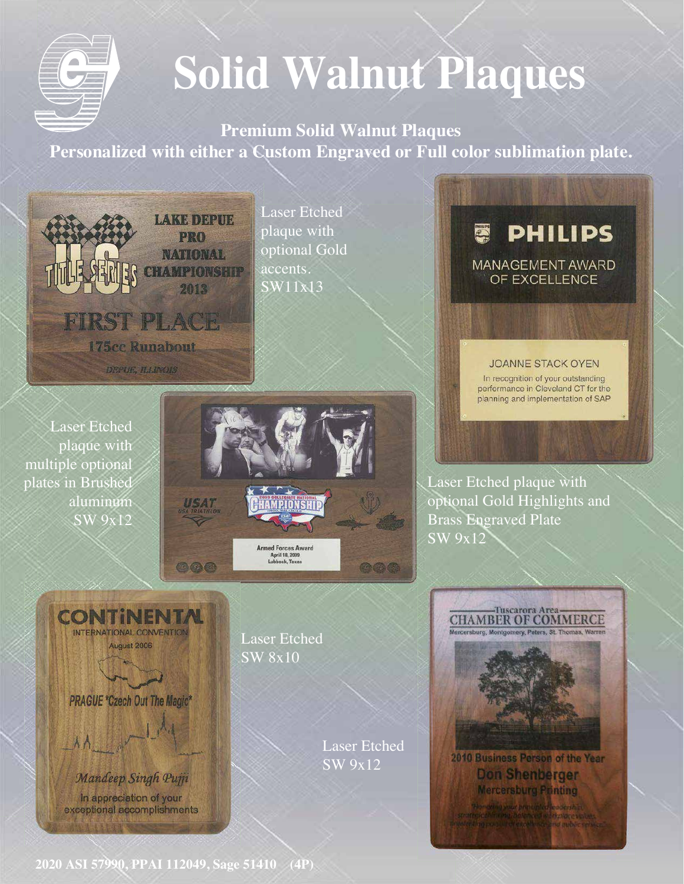# Solid Walnut Plaques

**Premium Solid Walnut Plaques**
**Personalized with either a Custom Engraved or Full color sublimation plate.**

Laser Etched plaque with optional Gold accents. SW11x13

Laser Etched plaque with multiple optional plates in Brushed aluminum SW 9x12

Laser Etched plaque with optional Gold Highlights and Brass Engraved Plate SW 9x12

Laser Etched SW 8x10

Laser Etched SW 9x12

**2020 ASI 57990, PPAI 112049, Sage 51410 (4P)**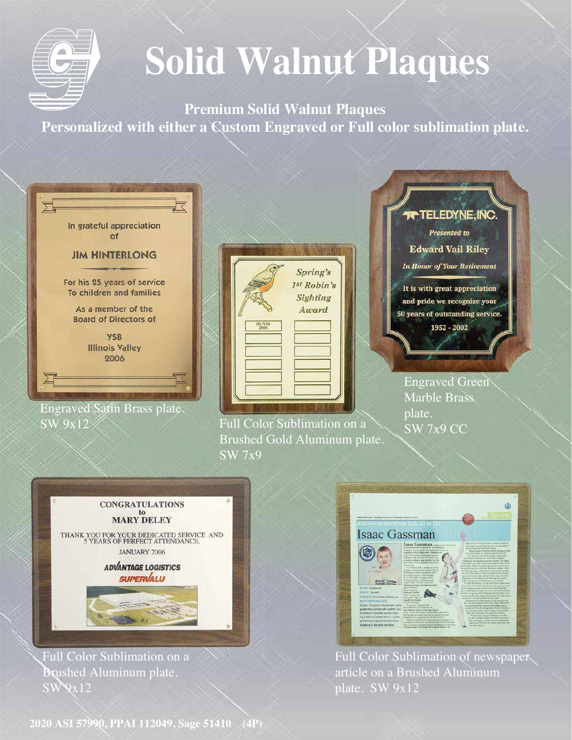# Solid Walnut Plaques

**Premium Solid Walnut Plaques**
**Personalized with either a Custom Engraved or Full color sublimation plate.**

Engraved Satin Brass plate.
SW 9x12

Full Color Sublimation on a Brushed Gold Aluminum plate.
SW 7x9

Engraved Green Marble Brass plate.
SW 7x9 CC

Full Color Sublimation on a Brushed Aluminum plate.
SW 9x12

Full Color Sublimation of newspaper article on a Brushed Aluminum plate. SW 9x12

**2020 ASI 57990, PPAI 112049, Sage 51410 (4P)**